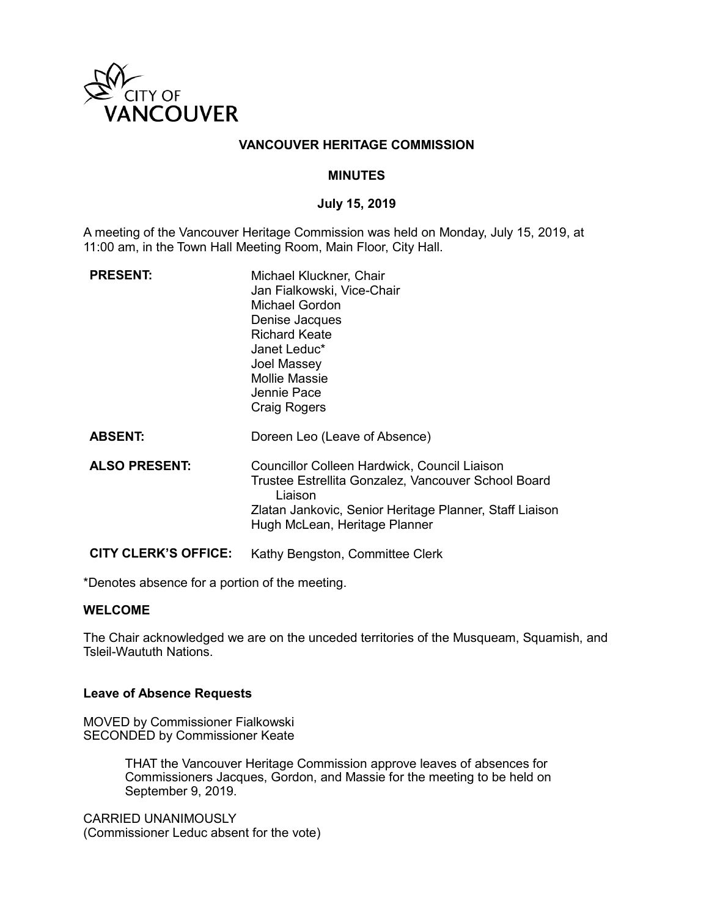CITY OF VANCOUVER

# VANCOUVER HERITAGE COMMISSION

## MINUTES

### July 15, 2019

A meeting of the Vancouver Heritage Commission was held on Monday, July 15, 2019, at 11:00 am, in the Town Hall Meeting Room, Main Floor, City Hall.

**PRESENT:**
Michael Kluckner, Chair
Jan Fialkowski, Vice-Chair
Michael Gordon
Denise Jacques
Richard Keate
Janet Leduc*
Joel Massey
Mollie Massie
Jennie Pace
Craig Rogers

**ABSENT:**
Doreen Leo (Leave of Absence)

**ALSO PRESENT:**
Councillor Colleen Hardwick, Council Liaison
Trustee Estrellita Gonzalez, Vancouver School Board Liaison
Zlatan Jankovic, Senior Heritage Planner, Staff Liaison
Hugh McLean, Heritage Planner

**CITY CLERK'S OFFICE:**
Kathy Bengston, Committee Clerk

*Denotes absence for a portion of the meeting.

**WELCOME**

The Chair acknowledged we are on the unceded territories of the Musqueam, Squamish, and Tsleil-Waututh Nations.

**Leave of Absence Requests**

MOVED by Commissioner Fialkowski
SECONDED by Commissioner Keate

> THAT the Vancouver Heritage Commission approve leaves of absences for Commissioners Jacques, Gordon, and Massie for the meeting to be held on September 9, 2019.

CARRIED UNANIMOUSLY
(Commissioner Leduc absent for the vote)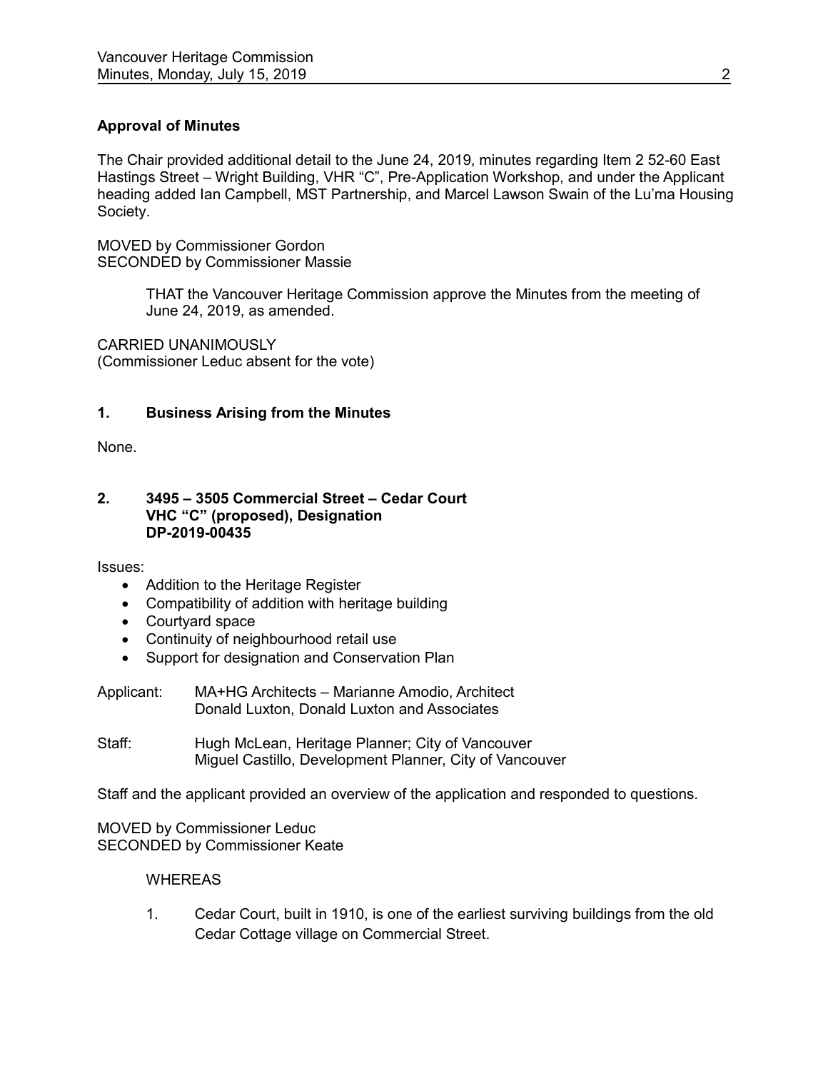**Approval of Minutes**

The Chair provided additional detail to the June 24, 2019, minutes regarding Item 2 52-60 East Hastings Street – Wright Building, VHR "C", Pre-Application Workshop, and under the Applicant heading added Ian Campbell, MST Partnership, and Marcel Lawson Swain of the Lu'ma Housing Society.

MOVED by Commissioner Gordon
SECONDED by Commissioner Massie

> THAT the Vancouver Heritage Commission approve the Minutes from the meeting of June 24, 2019, as amended.

CARRIED UNANIMOUSLY
(Commissioner Leduc absent for the vote)

**1. Business Arising from the Minutes**

None.

**2. 3495 – 3505 Commercial Street – Cedar Court**
**VHC "C" (proposed), Designation**
**DP-2019-00435**

Issues:

- Addition to the Heritage Register
- Compatibility of addition with heritage building
- Courtyard space
- Continuity of neighbourhood retail use
- Support for designation and Conservation Plan

Applicant: MA+HG Architects – Marianne Amodio, Architect
Donald Luxton, Donald Luxton and Associates

Staff: Hugh McLean, Heritage Planner; City of Vancouver
Miguel Castillo, Development Planner, City of Vancouver

Staff and the applicant provided an overview of the application and responded to questions.

MOVED by Commissioner Leduc
SECONDED by Commissioner Keate

> WHEREAS
>
> 1. Cedar Court, built in 1910, is one of the earliest surviving buildings from the old Cedar Cottage village on Commercial Street.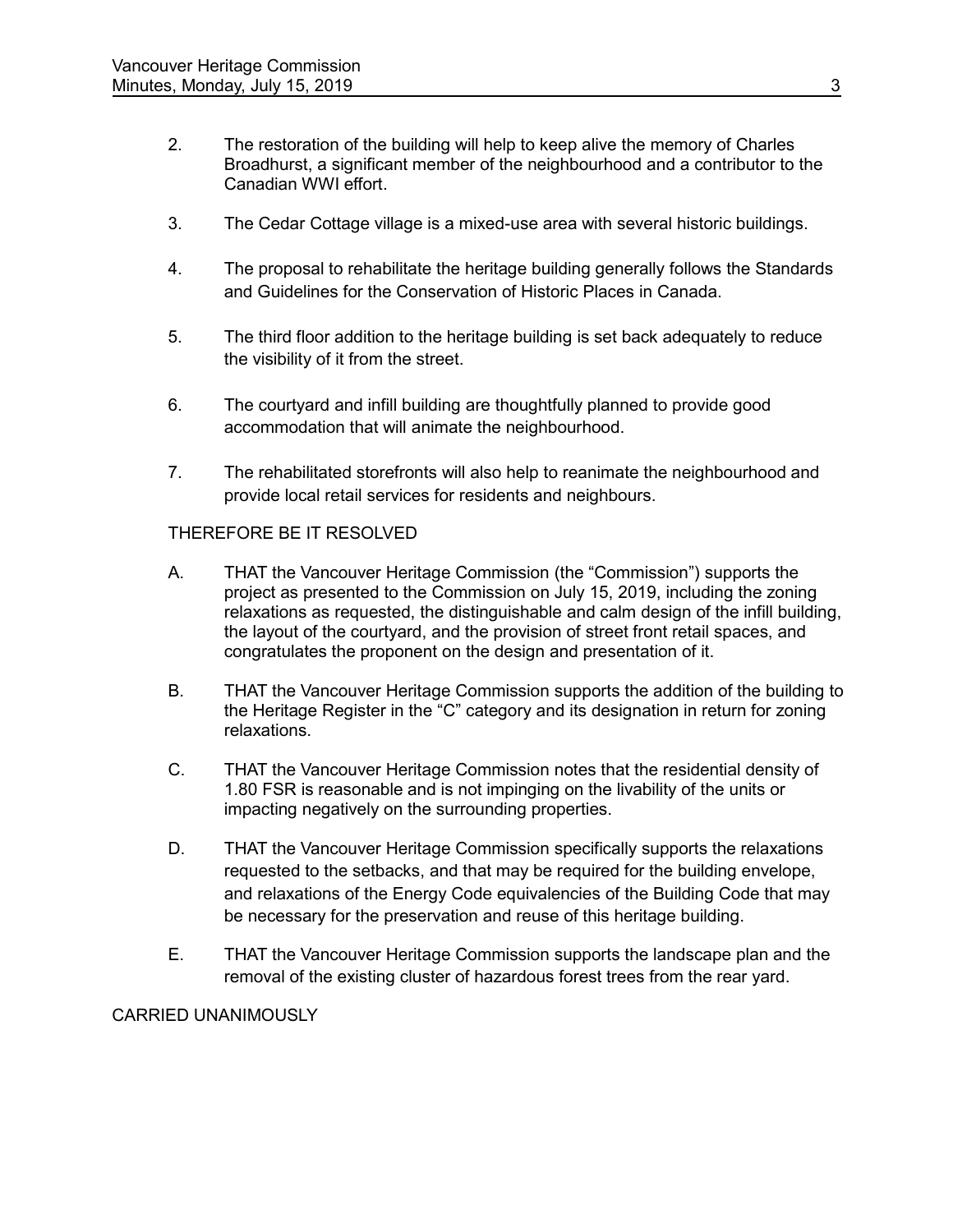2. The restoration of the building will help to keep alive the memory of Charles Broadhurst, a significant member of the neighbourhood and a contributor to the Canadian WWI effort.

3. The Cedar Cottage village is a mixed-use area with several historic buildings.

4. The proposal to rehabilitate the heritage building generally follows the Standards and Guidelines for the Conservation of Historic Places in Canada.

5. The third floor addition to the heritage building is set back adequately to reduce the visibility of it from the street.

6. The courtyard and infill building are thoughtfully planned to provide good accommodation that will animate the neighbourhood.

7. The rehabilitated storefronts will also help to reanimate the neighbourhood and provide local retail services for residents and neighbours.

THEREFORE BE IT RESOLVED

A. THAT the Vancouver Heritage Commission (the "Commission") supports the project as presented to the Commission on July 15, 2019, including the zoning relaxations as requested, the distinguishable and calm design of the infill building, the layout of the courtyard, and the provision of street front retail spaces, and congratulates the proponent on the design and presentation of it.

B. THAT the Vancouver Heritage Commission supports the addition of the building to the Heritage Register in the "C" category and its designation in return for zoning relaxations.

C. THAT the Vancouver Heritage Commission notes that the residential density of 1.80 FSR is reasonable and is not impinging on the livability of the units or impacting negatively on the surrounding properties.

D. THAT the Vancouver Heritage Commission specifically supports the relaxations requested to the setbacks, and that may be required for the building envelope, and relaxations of the Energy Code equivalencies of the Building Code that may be necessary for the preservation and reuse of this heritage building.

E. THAT the Vancouver Heritage Commission supports the landscape plan and the removal of the existing cluster of hazardous forest trees from the rear yard.

CARRIED UNANIMOUSLY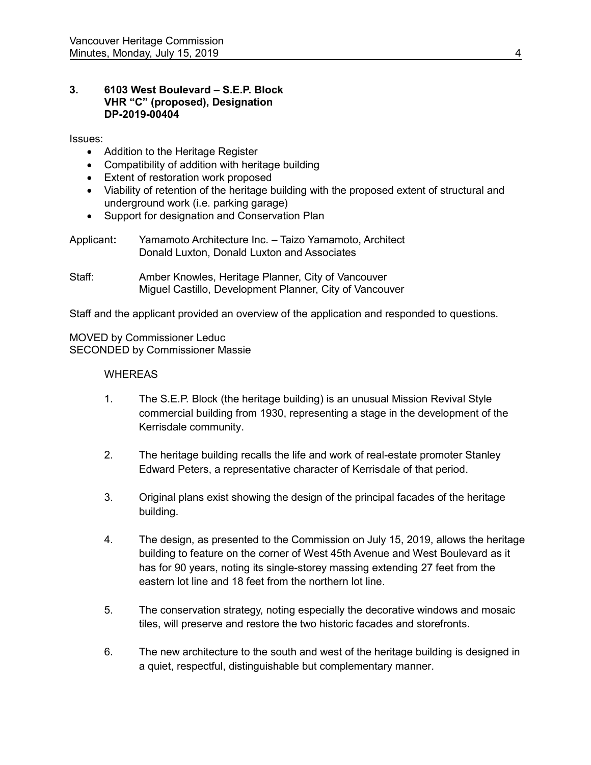### 3. 6103 West Boulevard – S.E.P. Block VHR "C" (proposed), Designation DP-2019-00404

Issues:

- Addition to the Heritage Register
- Compatibility of addition with heritage building
- Extent of restoration work proposed
- Viability of retention of the heritage building with the proposed extent of structural and underground work (i.e. parking garage)
- Support for designation and Conservation Plan

Applicant**:** Yamamoto Architecture Inc. – Taizo Yamamoto, Architect
Donald Luxton, Donald Luxton and Associates

Staff: Amber Knowles, Heritage Planner, City of Vancouver
Miguel Castillo, Development Planner, City of Vancouver

Staff and the applicant provided an overview of the application and responded to questions.

MOVED by Commissioner Leduc
SECONDED by Commissioner Massie

WHEREAS

1. The S.E.P. Block (the heritage building) is an unusual Mission Revival Style commercial building from 1930, representing a stage in the development of the Kerrisdale community.

2. The heritage building recalls the life and work of real-estate promoter Stanley Edward Peters, a representative character of Kerrisdale of that period.

3. Original plans exist showing the design of the principal facades of the heritage building.

4. The design, as presented to the Commission on July 15, 2019, allows the heritage building to feature on the corner of West 45th Avenue and West Boulevard as it has for 90 years, noting its single-storey massing extending 27 feet from the eastern lot line and 18 feet from the northern lot line.

5. The conservation strategy, noting especially the decorative windows and mosaic tiles, will preserve and restore the two historic facades and storefronts.

6. The new architecture to the south and west of the heritage building is designed in a quiet, respectful, distinguishable but complementary manner.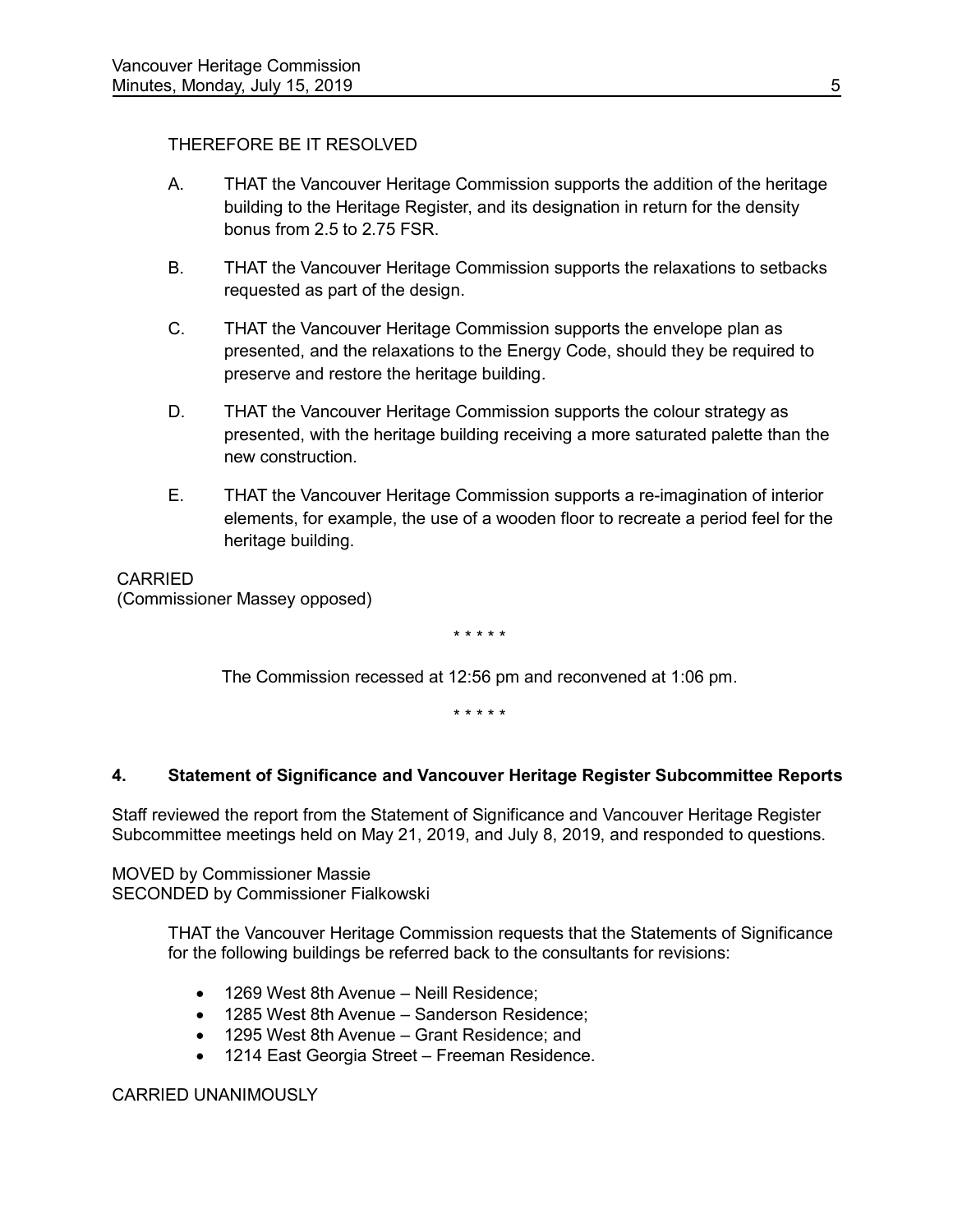THEREFORE BE IT RESOLVED

A. THAT the Vancouver Heritage Commission supports the addition of the heritage building to the Heritage Register, and its designation in return for the density bonus from 2.5 to 2.75 FSR.

B. THAT the Vancouver Heritage Commission supports the relaxations to setbacks requested as part of the design.

C. THAT the Vancouver Heritage Commission supports the envelope plan as presented, and the relaxations to the Energy Code, should they be required to preserve and restore the heritage building.

D. THAT the Vancouver Heritage Commission supports the colour strategy as presented, with the heritage building receiving a more saturated palette than the new construction.

E. THAT the Vancouver Heritage Commission supports a re-imagination of interior elements, for example, the use of a wooden floor to recreate a period feel for the heritage building.

CARRIED
(Commissioner Massey opposed)

\* \* \* \* \*

The Commission recessed at 12:56 pm and reconvened at 1:06 pm.

\* \* \* \* \*

## 4. Statement of Significance and Vancouver Heritage Register Subcommittee Reports

Staff reviewed the report from the Statement of Significance and Vancouver Heritage Register Subcommittee meetings held on May 21, 2019, and July 8, 2019, and responded to questions.

MOVED by Commissioner Massie
SECONDED by Commissioner Fialkowski

THAT the Vancouver Heritage Commission requests that the Statements of Significance for the following buildings be referred back to the consultants for revisions:

- 1269 West 8th Avenue – Neill Residence;
- 1285 West 8th Avenue – Sanderson Residence;
- 1295 West 8th Avenue – Grant Residence; and
- 1214 East Georgia Street – Freeman Residence.

CARRIED UNANIMOUSLY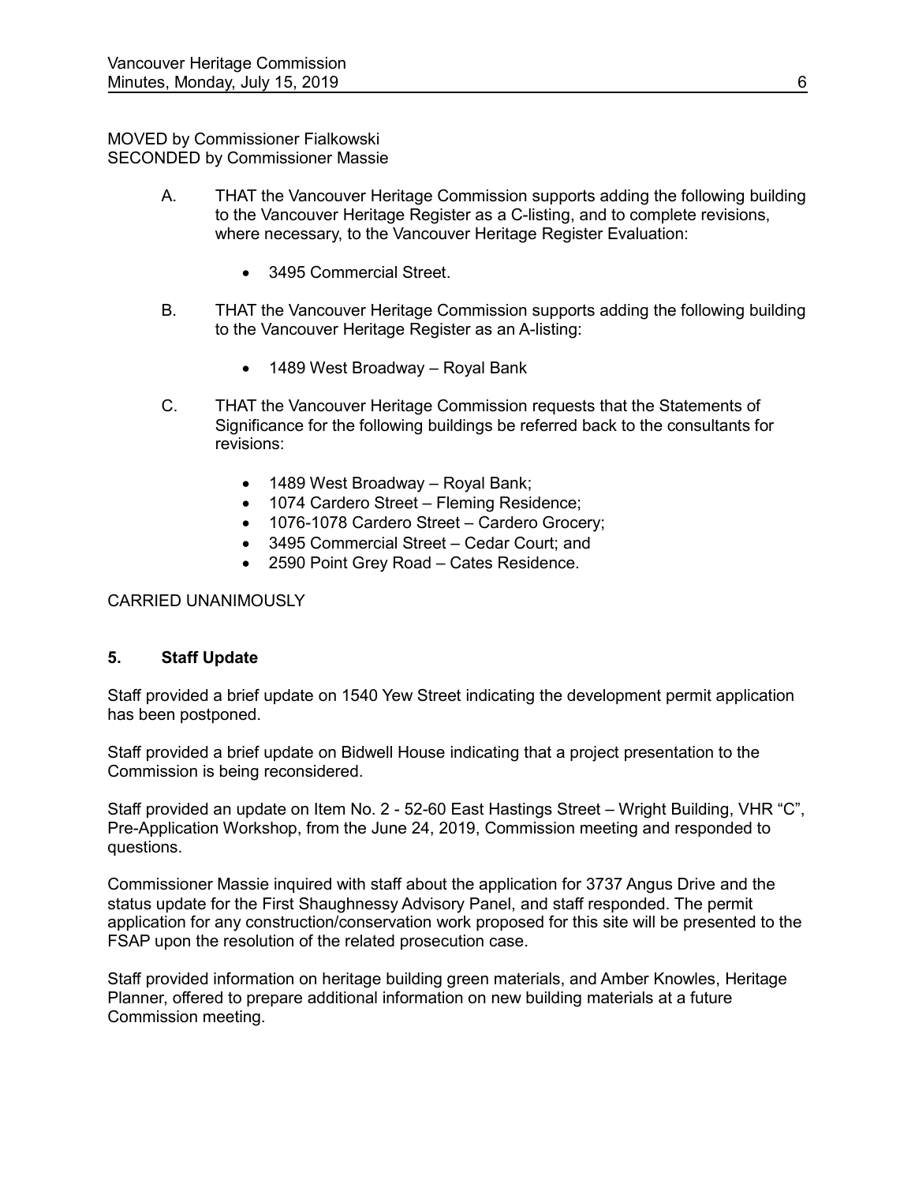MOVED by Commissioner Fialkowski
SECONDED by Commissioner Massie

A. THAT the Vancouver Heritage Commission supports adding the following building to the Vancouver Heritage Register as a C-listing, and to complete revisions, where necessary, to the Vancouver Heritage Register Evaluation:

- 3495 Commercial Street.

B. THAT the Vancouver Heritage Commission supports adding the following building to the Vancouver Heritage Register as an A-listing:

- 1489 West Broadway – Royal Bank

C. THAT the Vancouver Heritage Commission requests that the Statements of Significance for the following buildings be referred back to the consultants for revisions:

- 1489 West Broadway – Royal Bank;
- 1074 Cardero Street – Fleming Residence;
- 1076-1078 Cardero Street – Cardero Grocery;
- 3495 Commercial Street – Cedar Court; and
- 2590 Point Grey Road – Cates Residence.

CARRIED UNANIMOUSLY

## 5. Staff Update

Staff provided a brief update on 1540 Yew Street indicating the development permit application has been postponed.

Staff provided a brief update on Bidwell House indicating that a project presentation to the Commission is being reconsidered.

Staff provided an update on Item No. 2 - 52-60 East Hastings Street – Wright Building, VHR "C", Pre-Application Workshop, from the June 24, 2019, Commission meeting and responded to questions.

Commissioner Massie inquired with staff about the application for 3737 Angus Drive and the status update for the First Shaughnessy Advisory Panel, and staff responded. The permit application for any construction/conservation work proposed for this site will be presented to the FSAP upon the resolution of the related prosecution case.

Staff provided information on heritage building green materials, and Amber Knowles, Heritage Planner, offered to prepare additional information on new building materials at a future Commission meeting.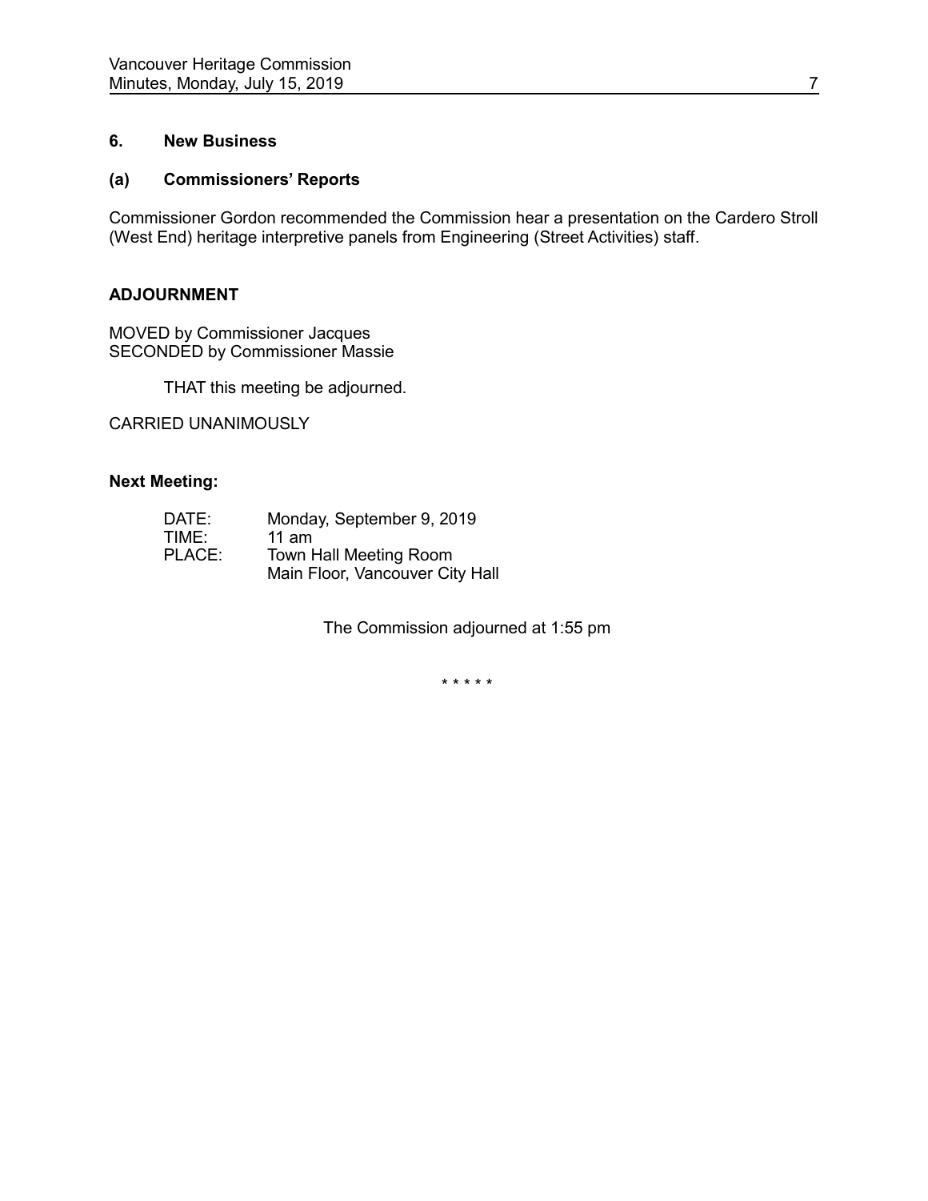## 6. New Business

### (a) Commissioners' Reports

Commissioner Gordon recommended the Commission hear a presentation on the Cardero Stroll (West End) heritage interpretive panels from Engineering (Street Activities) staff.

## ADJOURNMENT

MOVED by Commissioner Jacques
SECONDED by Commissioner Massie

THAT this meeting be adjourned.

CARRIED UNANIMOUSLY

**Next Meeting:**

| | |
|---|---|
| DATE: | Monday, September 9, 2019 |
| TIME: | 11 am |
| PLACE: | Town Hall Meeting Room<br>Main Floor, Vancouver City Hall |

The Commission adjourned at 1:55 pm

\* \* \* \* \*